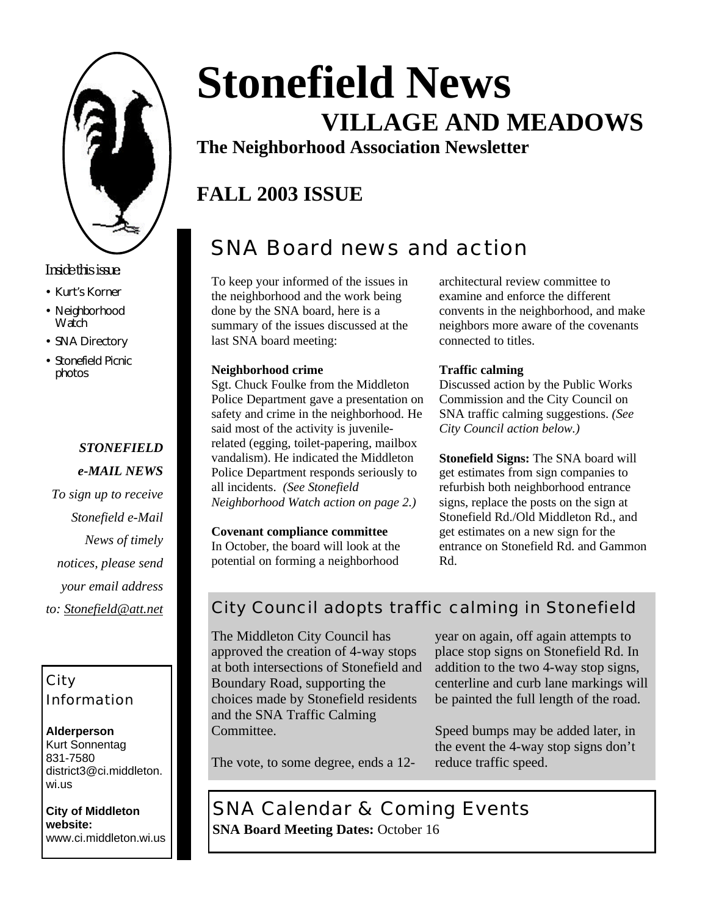# Stonefield News

## VILLAGE AND MEADOWS

**The Neighborhood Association Newsletter**

## FALL 2003 ISSUE

*Inside this issue:*

- Kurt's Korner
- Neighborhood Watch
- SNA Directory
- Stonefield Picnic photos

***STONEFIELD e-MAIL NEWS***

*To sign up to receive Stonefield e-Mail News of timely notices, please send your email address to: Stonefield@att.net*

### City Information

**Alderperson**
Kurt Sonnentag
831-7580
district3@ci.middleton.wi.us

**City of Middleton website:**
www.ci.middleton.wi.us

## SNA Board news and action

To keep your informed of the issues in the neighborhood and the work being done by the SNA board, here is a summary of the issues discussed at the last SNA board meeting:

**Neighborhood crime**
Sgt. Chuck Foulke from the Middleton Police Department gave a presentation on safety and crime in the neighborhood. He said most of the activity is juvenile-related (egging, toilet-papering, mailbox vandalism). He indicated the Middleton Police Department responds seriously to all incidents. *(See Stonefield Neighborhood Watch action on page 2.)*

**Covenant compliance committee**
In October, the board will look at the potential on forming a neighborhood architectural review committee to examine and enforce the different convents in the neighborhood, and make neighbors more aware of the covenants connected to titles.

**Traffic calming**
Discussed action by the Public Works Commission and the City Council on SNA traffic calming suggestions. *(See City Council action below.)*

**Stonefield Signs:** The SNA board will get estimates from sign companies to refurbish both neighborhood entrance signs, replace the posts on the sign at Stonefield Rd./Old Middleton Rd., and get estimates on a new sign for the entrance on Stonefield Rd. and Gammon Rd.

## City Council adopts traffic calming in Stonefield

The Middleton City Council has approved the creation of 4-way stops at both intersections of Stonefield and Boundary Road, supporting the choices made by Stonefield residents and the SNA Traffic Calming Committee.

The vote, to some degree, ends a 12-year on again, off again attempts to place stop signs on Stonefield Rd. In addition to the two 4-way stop signs, centerline and curb lane markings will be painted the full length of the road.

Speed bumps may be added later, in the event the 4-way stop signs don't reduce traffic speed.

## SNA Calendar & Coming Events

**SNA Board Meeting Dates:** October 16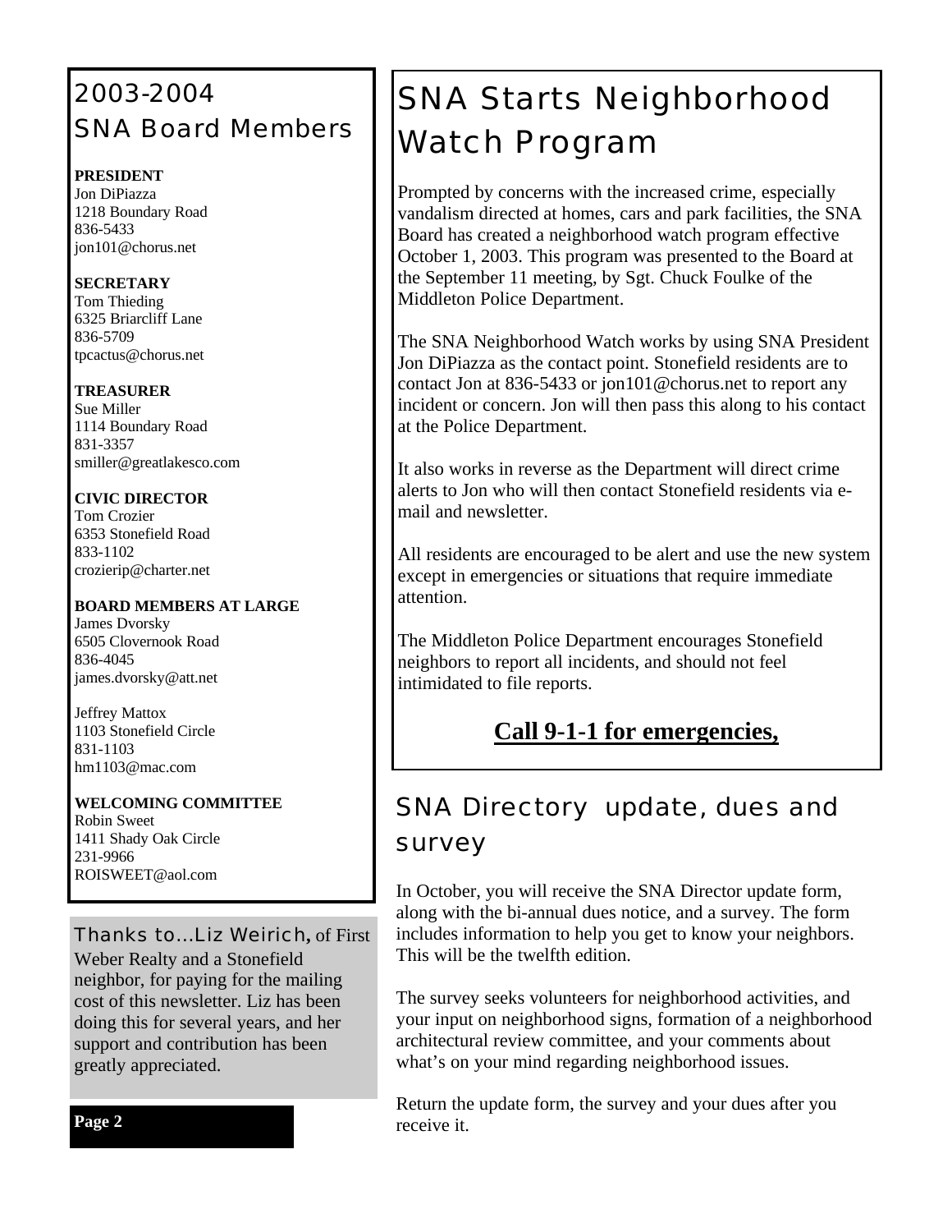## 2003-2004 SNA Board Members

**PRESIDENT**
Jon DiPiazza
1218 Boundary Road
836-5433
jon101@chorus.net

**SECRETARY**
Tom Thieding
6325 Briarcliff Lane
836-5709
tpcactus@chorus.net

**TREASURER**
Sue Miller
1114 Boundary Road
831-3357
smiller@greatlakesco.com

**CIVIC DIRECTOR**
Tom Crozier
6353 Stonefield Road
833-1102
crozierip@charter.net

**BOARD MEMBERS AT LARGE**
James Dvorsky
6505 Clovernook Road
836-4045
james.dvorsky@att.net

Jeffrey Mattox
1103 Stonefield Circle
831-1103
hm1103@mac.com

**WELCOMING COMMITTEE**
Robin Sweet
1411 Shady Oak Circle
231-9966
ROISWEET@aol.com

Thanks to...Liz Weirich, of First Weber Realty and a Stonefield neighbor, for paying for the mailing cost of this newsletter. Liz has been doing this for several years, and her support and contribution has been greatly appreciated.

# SNA Starts Neighborhood Watch Program

Prompted by concerns with the increased crime, especially vandalism directed at homes, cars and park facilities, the SNA Board has created a neighborhood watch program effective October 1, 2003. This program was presented to the Board at the September 11 meeting, by Sgt. Chuck Foulke of the Middleton Police Department.

The SNA Neighborhood Watch works by using SNA President Jon DiPiazza as the contact point. Stonefield residents are to contact Jon at 836-5433 or jon101@chorus.net to report any incident or concern. Jon will then pass this along to his contact at the Police Department.

It also works in reverse as the Department will direct crime alerts to Jon who will then contact Stonefield residents via e-mail and newsletter.

All residents are encouraged to be alert and use the new system except in emergencies or situations that require immediate attention.

The Middleton Police Department encourages Stonefield neighbors to report all incidents, and should not feel intimidated to file reports.

**Call 9-1-1 for emergencies,**

## SNA Directory update, dues and survey

In October, you will receive the SNA Director update form, along with the bi-annual dues notice, and a survey. The form includes information to help you get to know your neighbors. This will be the twelfth edition.

The survey seeks volunteers for neighborhood activities, and your input on neighborhood signs, formation of a neighborhood architectural review committee, and your comments about what's on your mind regarding neighborhood issues.

Return the update form, the survey and your dues after you receive it.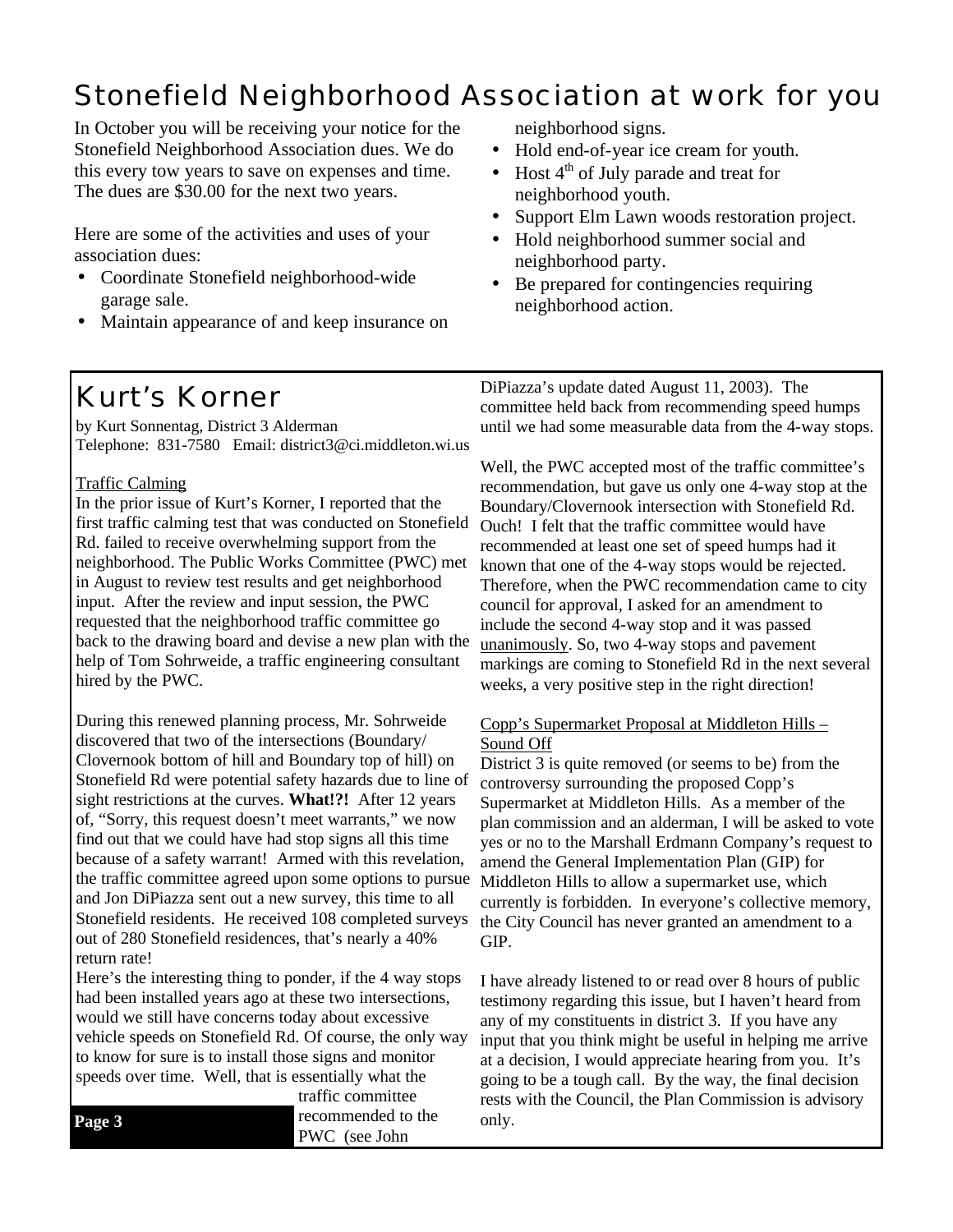# Stonefield Neighborhood Association at work for you

In October you will be receiving your notice for the Stonefield Neighborhood Association dues. We do this every tow years to save on expenses and time. The dues are $30.00 for the next two years.

Here are some of the activities and uses of your association dues:

- Coordinate Stonefield neighborhood-wide garage sale.
- Maintain appearance of and keep insurance on neighborhood signs.
- Hold end-of-year ice cream for youth.
- Host 4th of July parade and treat for neighborhood youth.
- Support Elm Lawn woods restoration project.
- Hold neighborhood summer social and neighborhood party.
- Be prepared for contingencies requiring neighborhood action.

# Kurt's Korner

by Kurt Sonnentag, District 3 Alderman
Telephone: 831-7580 Email: district3@ci.middleton.wi.us

## Traffic Calming

In the prior issue of Kurt's Korner, I reported that the first traffic calming test that was conducted on Stonefield Rd. failed to receive overwhelming support from the neighborhood. The Public Works Committee (PWC) met in August to review test results and get neighborhood input. After the review and input session, the PWC requested that the neighborhood traffic committee go back to the drawing board and devise a new plan with the help of Tom Sohrweide, a traffic engineering consultant hired by the PWC.

During this renewed planning process, Mr. Sohrweide discovered that two of the intersections (Boundary/ Clovernook bottom of hill and Boundary top of hill) on Stonefield Rd were potential safety hazards due to line of sight restrictions at the curves. **What!?!** After 12 years of, "Sorry, this request doesn't meet warrants," we now find out that we could have had stop signs all this time because of a safety warrant! Armed with this revelation, the traffic committee agreed upon some options to pursue and Jon DiPiazza sent out a new survey, this time to all Stonefield residents. He received 108 completed surveys out of 280 Stonefield residences, that's nearly a 40% return rate!

Here's the interesting thing to ponder, if the 4 way stops had been installed years ago at these two intersections, would we still have concerns today about excessive vehicle speeds on Stonefield Rd. Of course, the only way to know for sure is to install those signs and monitor speeds over time. Well, that is essentially what the traffic committee recommended to the PWC (see John DiPiazza's update dated August 11, 2003). The committee held back from recommending speed humps until we had some measurable data from the 4-way stops.

Well, the PWC accepted most of the traffic committee's recommendation, but gave us only one 4-way stop at the Boundary/Clovernook intersection with Stonefield Rd. Ouch! I felt that the traffic committee would have recommended at least one set of speed humps had it known that one of the 4-way stops would be rejected. Therefore, when the PWC recommendation came to city council for approval, I asked for an amendment to include the second 4-way stop and it was passed unanimously. So, two 4-way stops and pavement markings are coming to Stonefield Rd in the next several weeks, a very positive step in the right direction!

## Copp's Supermarket Proposal at Middleton Hills – Sound Off

District 3 is quite removed (or seems to be) from the controversy surrounding the proposed Copp's Supermarket at Middleton Hills. As a member of the plan commission and an alderman, I will be asked to vote yes or no to the Marshall Erdmann Company's request to amend the General Implementation Plan (GIP) for Middleton Hills to allow a supermarket use, which currently is forbidden. In everyone's collective memory, the City Council has never granted an amendment to a GIP.

I have already listened to or read over 8 hours of public testimony regarding this issue, but I haven't heard from any of my constituents in district 3. If you have any input that you think might be useful in helping me arrive at a decision, I would appreciate hearing from you. It's going to be a tough call. By the way, the final decision rests with the Council, the Plan Commission is advisory only.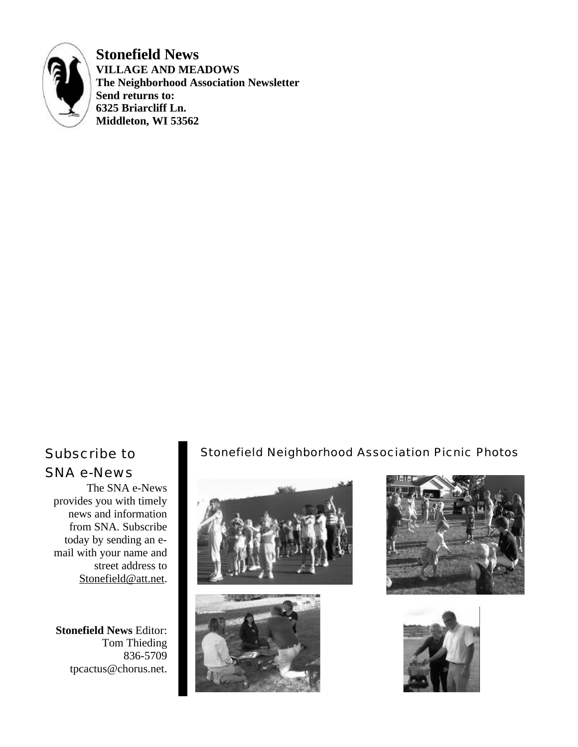**Stonefield News**
**VILLAGE AND MEADOWS**
**The Neighborhood Association Newsletter**
**Send returns to:**
**6325 Briarcliff Ln.**
**Middleton, WI 53562**

## Subscribe to SNA e-News

The SNA e-News provides you with timely news and information from SNA. Subscribe today by sending an e-mail with your name and street address to Stonefield@att.net.

**Stonefield News** Editor:
Tom Thieding
836-5709
tpcactus@chorus.net.

## Stonefield Neighborhood Association Picnic Photos